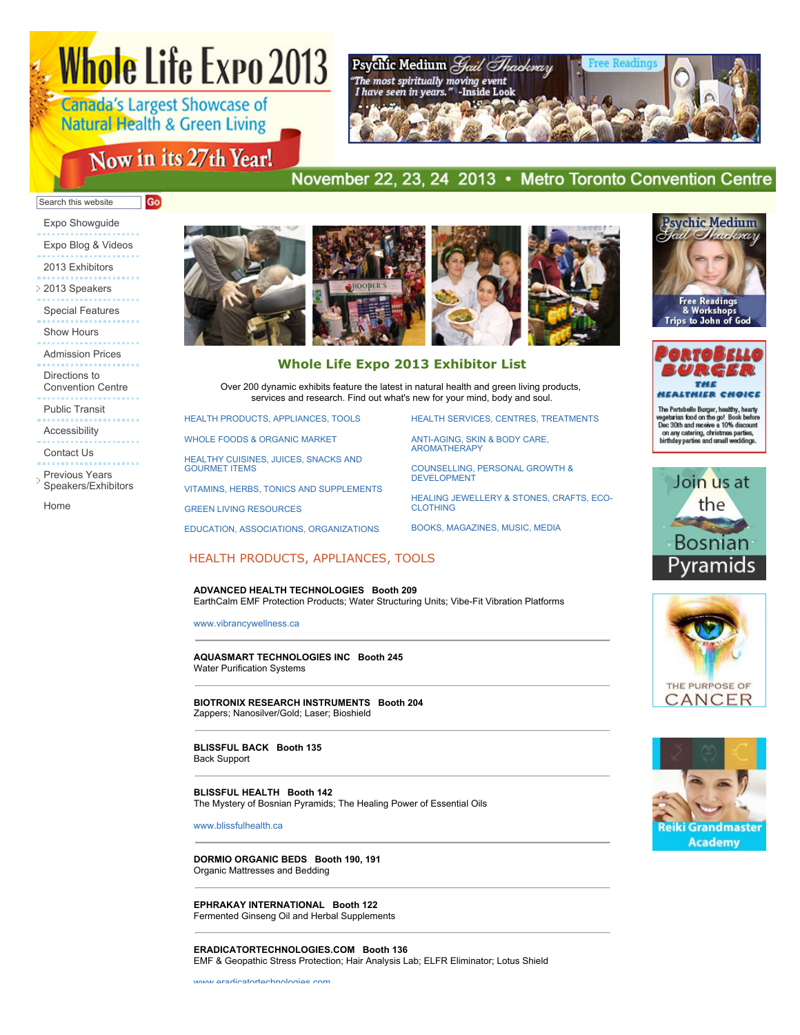# Whole Life Expo 2013

Canada's Largest Showcase of Natural Health & Green Living

Now in its 27th Year!

November 22, 23, 24 2013 • Metro Toronto Convention Centre

Psychic Medium Gail Thackray — "The most spiritually moving event I have seen in years." -Inside Look — Free Readings

Search this website Go

- Expo Showguide
- Expo Blog & Videos
- 2013 Exhibitors
- 2013 Speakers
- Special Features
- Show Hours
- Admission Prices
- Directions to Convention Centre
- Public Transit
- Accessibility
- Contact Us
- Previous Years Speakers/Exhibitors
- Home

## Whole Life Expo 2013 Exhibitor List

Over 200 dynamic exhibits feature the latest in natural health and green living products, services and research. Find out what's new for your mind, body and soul.

- HEALTH PRODUCTS, APPLIANCES, TOOLS
- WHOLE FOODS & ORGANIC MARKET
- HEALTHY CUISINES, JUICES, SNACKS AND GOURMET ITEMS
- VITAMINS, HERBS, TONICS AND SUPPLEMENTS
- GREEN LIVING RESOURCES
- EDUCATION, ASSOCIATIONS, ORGANIZATIONS
- HEALTH SERVICES, CENTRES, TREATMENTS
- ANTI-AGING, SKIN & BODY CARE, AROMATHERAPY
- COUNSELLING, PERSONAL GROWTH & DEVELOPMENT
- HEALING JEWELLERY & STONES, CRAFTS, ECO-CLOTHING
- BOOKS, MAGAZINES, MUSIC, MEDIA

## HEALTH PRODUCTS, APPLIANCES, TOOLS

**ADVANCED HEALTH TECHNOLOGIES Booth 209**
EarthCalm EMF Protection Products; Water Structuring Units; Vibe-Fit Vibration Platforms

www.vibrancywellness.ca

---

**AQUASMART TECHNOLOGIES INC Booth 245**
Water Purification Systems

---

**BIOTRONIX RESEARCH INSTRUMENTS Booth 204**
Zappers; Nanosilver/Gold; Laser; Bioshield

---

**BLISSFUL BACK Booth 135**
Back Support

---

**BLISSFUL HEALTH Booth 142**
The Mystery of Bosnian Pyramids; The Healing Power of Essential Oils

www.blissfulhealth.ca

---

**DORMIO ORGANIC BEDS Booth 190, 191**
Organic Mattresses and Bedding

---

**EPHRAKAY INTERNATIONAL Booth 122**
Fermented Ginseng Oil and Herbal Supplements

---

**ERADICATORTECHNOLOGIES.COM Booth 136**
EMF & Geopathic Stress Protection; Hair Analysis Lab; ELFR Eliminator; Lotus Shield

www.eradicatortechnologies.com

Psychic Medium Gail Thackray — Free Readings & Workshops, Trips to John of God

PortoBello Burger — The Healthier Choice. The Portobello Burger, healthy, hearty vegetarian food on the go! Book before Dec 30th and receive a 10% discount on any catering, christmas parties, birthday parties and small weddings.

Join us at the Bosnian Pyramids

The Purpose of Cancer

Reiki Grandmaster Academy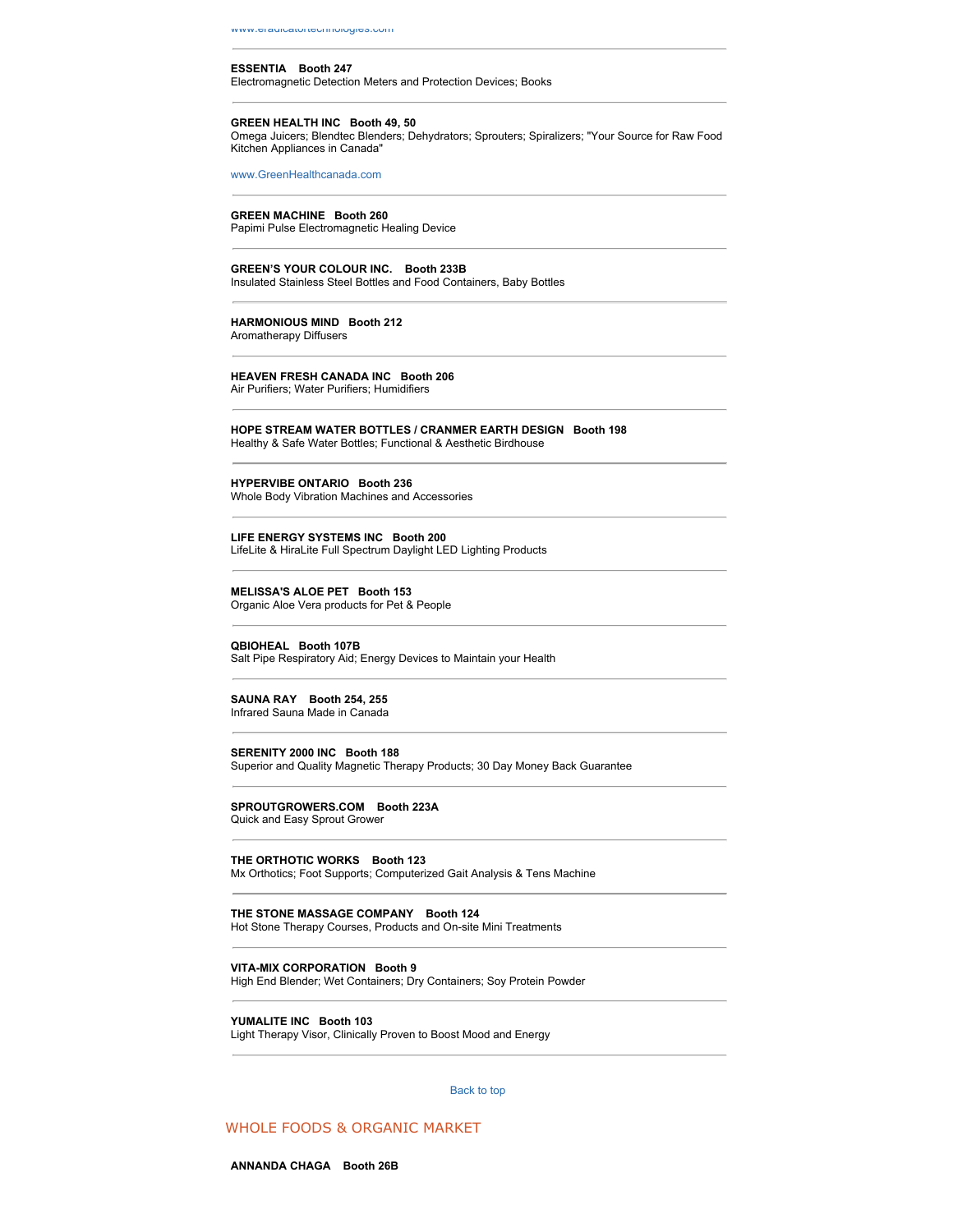www.eradicatortechnologies.com

---

**ESSENTIA Booth 247**
Electromagnetic Detection Meters and Protection Devices; Books

---

**GREEN HEALTH INC Booth 49, 50**
Omega Juicers; Blendtec Blenders; Dehydrators; Sprouters; Spiralizers; "Your Source for Raw Food Kitchen Appliances in Canada"

www.GreenHealthcanada.com

---

**GREEN MACHINE Booth 260**
Papimi Pulse Electromagnetic Healing Device

---

**GREEN'S YOUR COLOUR INC. Booth 233B**
Insulated Stainless Steel Bottles and Food Containers, Baby Bottles

---

**HARMONIOUS MIND Booth 212**
Aromatherapy Diffusers

---

**HEAVEN FRESH CANADA INC Booth 206**
Air Purifiers; Water Purifiers; Humidifiers

---

**HOPE STREAM WATER BOTTLES / CRANMER EARTH DESIGN Booth 198**
Healthy & Safe Water Bottles; Functional & Aesthetic Birdhouse

---

**HYPERVIBE ONTARIO Booth 236**
Whole Body Vibration Machines and Accessories

---

**LIFE ENERGY SYSTEMS INC Booth 200**
LifeLite & HiraLite Full Spectrum Daylight LED Lighting Products

---

**MELISSA'S ALOE PET Booth 153**
Organic Aloe Vera products for Pet & People

---

**QBIOHEAL Booth 107B**
Salt Pipe Respiratory Aid; Energy Devices to Maintain your Health

---

**SAUNA RAY Booth 254, 255**
Infrared Sauna Made in Canada

---

**SERENITY 2000 INC Booth 188**
Superior and Quality Magnetic Therapy Products; 30 Day Money Back Guarantee

---

**SPROUTGROWERS.COM Booth 223A**
Quick and Easy Sprout Grower

---

**THE ORTHOTIC WORKS Booth 123**
Mx Orthotics; Foot Supports; Computerized Gait Analysis & Tens Machine

---

**THE STONE MASSAGE COMPANY Booth 124**
Hot Stone Therapy Courses, Products and On-site Mini Treatments

---

**VITA-MIX CORPORATION Booth 9**
High End Blender; Wet Containers; Dry Containers; Soy Protein Powder

---

**YUMALITE INC Booth 103**
Light Therapy Visor, Clinically Proven to Boost Mood and Energy

---

Back to top

## WHOLE FOODS & ORGANIC MARKET

**ANNANDA CHAGA Booth 26B**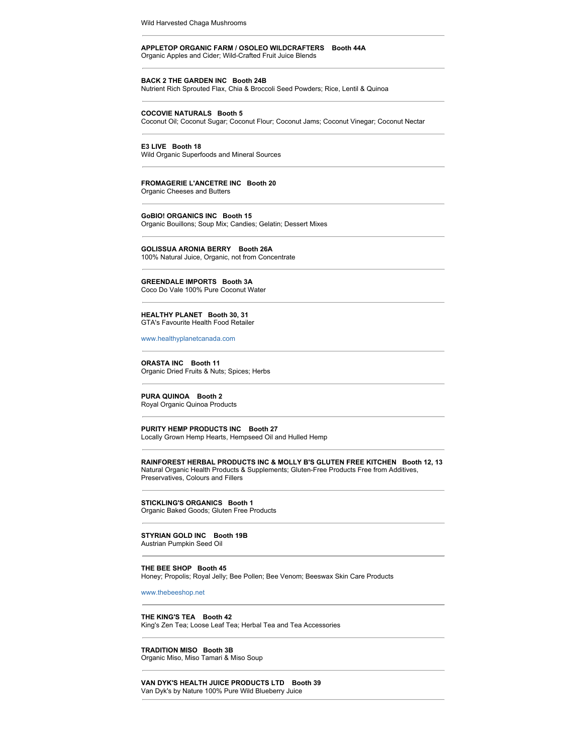Wild Harvested Chaga Mushrooms

---

**APPLETOP ORGANIC FARM / OSOLEO WILDCRAFTERS Booth 44A**
Organic Apples and Cider; Wild-Crafted Fruit Juice Blends

---

**BACK 2 THE GARDEN INC Booth 24B**
Nutrient Rich Sprouted Flax, Chia & Broccoli Seed Powders; Rice, Lentil & Quinoa

---

**COCOVIE NATURALS Booth 5**
Coconut Oil; Coconut Sugar; Coconut Flour; Coconut Jams; Coconut Vinegar; Coconut Nectar

---

**E3 LIVE Booth 18**
Wild Organic Superfoods and Mineral Sources

---

**FROMAGERIE L'ANCETRE INC Booth 20**
Organic Cheeses and Butters

---

**GoBIO! ORGANICS INC Booth 15**
Organic Bouillons; Soup Mix; Candies; Gelatin; Dessert Mixes

---

**GOLISSUA ARONIA BERRY Booth 26A**
100% Natural Juice, Organic, not from Concentrate

---

**GREENDALE IMPORTS Booth 3A**
Coco Do Vale 100% Pure Coconut Water

---

**HEALTHY PLANET Booth 30, 31**
GTA's Favourite Health Food Retailer

www.healthyplanetcanada.com

---

**ORASTA INC Booth 11**
Organic Dried Fruits & Nuts; Spices; Herbs

---

**PURA QUINOA Booth 2**
Royal Organic Quinoa Products

---

**PURITY HEMP PRODUCTS INC Booth 27**
Locally Grown Hemp Hearts, Hempseed Oil and Hulled Hemp

---

**RAINFOREST HERBAL PRODUCTS INC & MOLLY B'S GLUTEN FREE KITCHEN Booth 12, 13**
Natural Organic Health Products & Supplements; Gluten-Free Products Free from Additives, Preservatives, Colours and Fillers

---

**STICKLING'S ORGANICS Booth 1**
Organic Baked Goods; Gluten Free Products

---

**STYRIAN GOLD INC Booth 19B**
Austrian Pumpkin Seed Oil

---

**THE BEE SHOP Booth 45**
Honey; Propolis; Royal Jelly; Bee Pollen; Bee Venom; Beeswax Skin Care Products

www.thebeeshop.net

---

**THE KING'S TEA Booth 42**
King's Zen Tea; Loose Leaf Tea; Herbal Tea and Tea Accessories

---

**TRADITION MISO Booth 3B**
Organic Miso, Miso Tamari & Miso Soup

---

**VAN DYK'S HEALTH JUICE PRODUCTS LTD Booth 39**
Van Dyk's by Nature 100% Pure Wild Blueberry Juice

---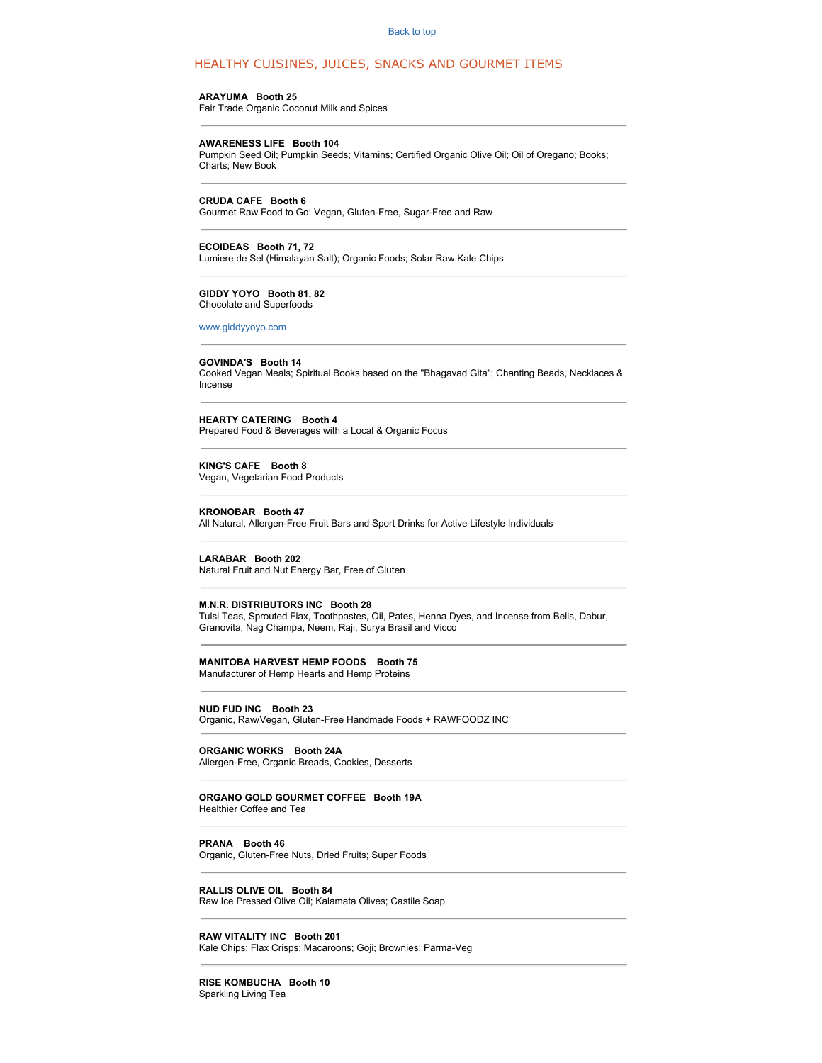Back to top

## HEALTHY CUISINES, JUICES, SNACKS AND GOURMET ITEMS

**ARAYUMA Booth 25**
Fair Trade Organic Coconut Milk and Spices

---

**AWARENESS LIFE Booth 104**
Pumpkin Seed Oil; Pumpkin Seeds; Vitamins; Certified Organic Olive Oil; Oil of Oregano; Books; Charts; New Book

---

**CRUDA CAFE Booth 6**
Gourmet Raw Food to Go: Vegan, Gluten-Free, Sugar-Free and Raw

---

**ECOIDEAS Booth 71, 72**
Lumiere de Sel (Himalayan Salt); Organic Foods; Solar Raw Kale Chips

---

**GIDDY YOYO Booth 81, 82**
Chocolate and Superfoods

www.giddyyoyo.com

---

**GOVINDA'S Booth 14**
Cooked Vegan Meals; Spiritual Books based on the "Bhagavad Gita"; Chanting Beads, Necklaces & Incense

---

**HEARTY CATERING Booth 4**
Prepared Food & Beverages with a Local & Organic Focus

---

**KING'S CAFE Booth 8**
Vegan, Vegetarian Food Products

---

**KRONOBAR Booth 47**
All Natural, Allergen-Free Fruit Bars and Sport Drinks for Active Lifestyle Individuals

---

**LARABAR Booth 202**
Natural Fruit and Nut Energy Bar, Free of Gluten

---

**M.N.R. DISTRIBUTORS INC Booth 28**
Tulsi Teas, Sprouted Flax, Toothpastes, Oil, Pates, Henna Dyes, and Incense from Bells, Dabur, Granovita, Nag Champa, Neem, Raji, Surya Brasil and Vicco

---

**MANITOBA HARVEST HEMP FOODS Booth 75**
Manufacturer of Hemp Hearts and Hemp Proteins

---

**NUD FUD INC Booth 23**
Organic, Raw/Vegan, Gluten-Free Handmade Foods + RAWFOODZ INC

---

**ORGANIC WORKS Booth 24A**
Allergen-Free, Organic Breads, Cookies, Desserts

---

**ORGANO GOLD GOURMET COFFEE Booth 19A**
Healthier Coffee and Tea

---

**PRANA Booth 46**
Organic, Gluten-Free Nuts, Dried Fruits; Super Foods

---

**RALLIS OLIVE OIL Booth 84**
Raw Ice Pressed Olive Oil; Kalamata Olives; Castile Soap

---

**RAW VITALITY INC Booth 201**
Kale Chips; Flax Crisps; Macaroons; Goji; Brownies; Parma-Veg

---

**RISE KOMBUCHA Booth 10**
Sparkling Living Tea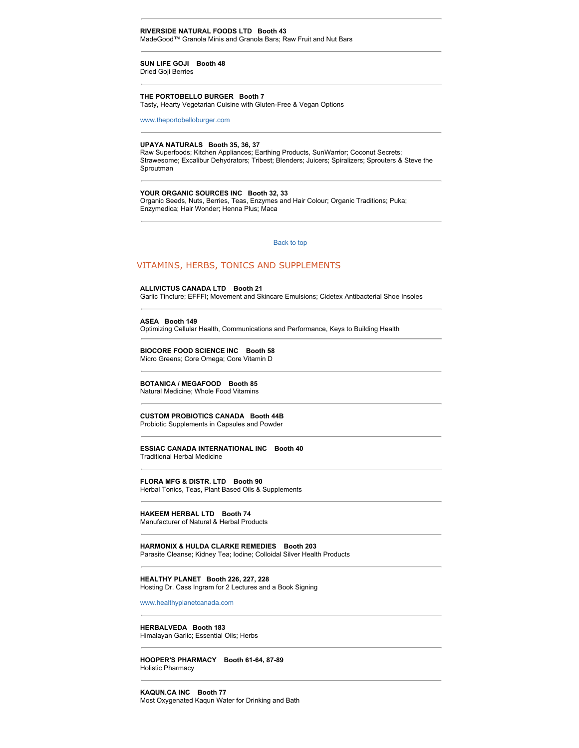---

**RIVERSIDE NATURAL FOODS LTD Booth 43**
MadeGood™ Granola Minis and Granola Bars; Raw Fruit and Nut Bars

---

**SUN LIFE GOJI Booth 48**
Dried Goji Berries

---

**THE PORTOBELLO BURGER Booth 7**
Tasty, Hearty Vegetarian Cuisine with Gluten-Free & Vegan Options

www.theportobelloburger.com

---

**UPAYA NATURALS Booth 35, 36, 37**
Raw Superfoods; Kitchen Appliances; Earthing Products, SunWarrior; Coconut Secrets; Strawesome; Excalibur Dehydrators; Tribest; Blenders; Juicers; Spiralizers; Sprouters & Steve the Sproutman

---

**YOUR ORGANIC SOURCES INC Booth 32, 33**
Organic Seeds, Nuts, Berries, Teas, Enzymes and Hair Colour; Organic Traditions; Puka; Enzymedica; Hair Wonder; Henna Plus; Maca

---

Back to top

## VITAMINS, HERBS, TONICS AND SUPPLEMENTS

**ALLIVICTUS CANADA LTD Booth 21**
Garlic Tincture; EFFFI; Movement and Skincare Emulsions; Cidetex Antibacterial Shoe Insoles

---

**ASEA Booth 149**
Optimizing Cellular Health, Communications and Performance, Keys to Building Health

---

**BIOCORE FOOD SCIENCE INC Booth 58**
Micro Greens; Core Omega; Core Vitamin D

---

**BOTANICA / MEGAFOOD Booth 85**
Natural Medicine; Whole Food Vitamins

---

**CUSTOM PROBIOTICS CANADA Booth 44B**
Probiotic Supplements in Capsules and Powder

---

**ESSIAC CANADA INTERNATIONAL INC Booth 40**
Traditional Herbal Medicine

---

**FLORA MFG & DISTR. LTD Booth 90**
Herbal Tonics, Teas, Plant Based Oils & Supplements

---

**HAKEEM HERBAL LTD Booth 74**
Manufacturer of Natural & Herbal Products

---

**HARMONIX & HULDA CLARKE REMEDIES Booth 203**
Parasite Cleanse; Kidney Tea; Iodine; Colloidal Silver Health Products

---

**HEALTHY PLANET Booth 226, 227, 228**
Hosting Dr. Cass Ingram for 2 Lectures and a Book Signing

www.healthyplanetcanada.com

---

**HERBALVEDA Booth 183**
Himalayan Garlic; Essential Oils; Herbs

---

**HOOPER'S PHARMACY Booth 61-64, 87-89**
Holistic Pharmacy

---

**KAQUN.CA INC Booth 77**
Most Oxygenated Kaqun Water for Drinking and Bath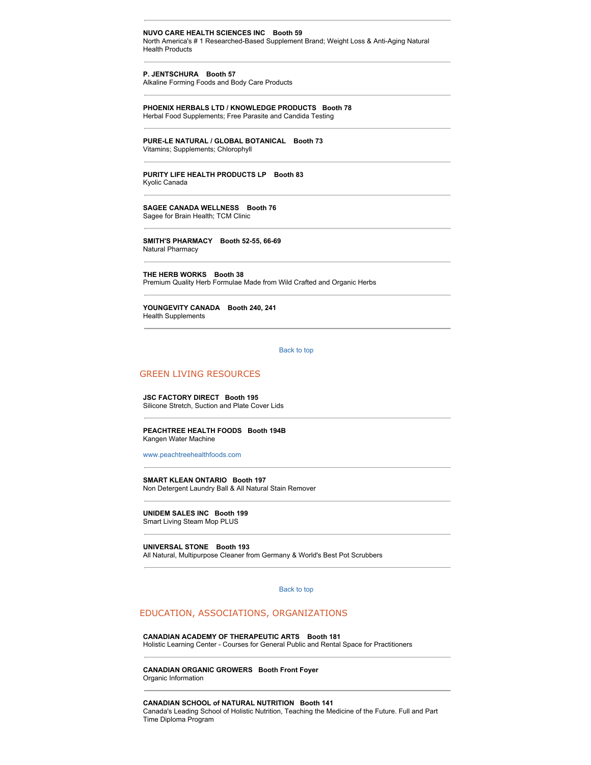**NUVO CARE HEALTH SCIENCES INC    Booth 59**
North America's # 1 Researched-Based Supplement Brand; Weight Loss & Anti-Aging Natural Health Products

---

**P. JENTSCHURA    Booth 57**
Alkaline Forming Foods and Body Care Products

---

**PHOENIX HERBALS LTD / KNOWLEDGE PRODUCTS    Booth 78**
Herbal Food Supplements; Free Parasite and Candida Testing

---

**PURE-LE NATURAL / GLOBAL BOTANICAL    Booth 73**
Vitamins; Supplements; Chlorophyll

---

**PURITY LIFE HEALTH PRODUCTS LP    Booth 83**
Kyolic Canada

---

**SAGEE CANADA WELLNESS    Booth 76**
Sagee for Brain Health; TCM Clinic

---

**SMITH'S PHARMACY    Booth 52-55, 66-69**
Natural Pharmacy

---

**THE HERB WORKS    Booth 38**
Premium Quality Herb Formulae Made from Wild Crafted and Organic Herbs

---

**YOUNGEVITY CANADA    Booth 240, 241**
Health Supplements

---

Back to top

## GREEN LIVING RESOURCES

**JSC FACTORY DIRECT    Booth 195**
Silicone Stretch, Suction and Plate Cover Lids

---

**PEACHTREE HEALTH FOODS    Booth 194B**
Kangen Water Machine

www.peachtreehealthfoods.com

---

**SMART KLEAN ONTARIO    Booth 197**
Non Detergent Laundry Ball & All Natural Stain Remover

---

**UNIDEM SALES INC    Booth 199**
Smart Living Steam Mop PLUS

---

**UNIVERSAL STONE    Booth 193**
All Natural, Multipurpose Cleaner from Germany & World's Best Pot Scrubbers

---

Back to top

## EDUCATION, ASSOCIATIONS, ORGANIZATIONS

**CANADIAN ACADEMY OF THERAPEUTIC ARTS    Booth 181**
Holistic Learning Center - Courses for General Public and Rental Space for Practitioners

---

**CANADIAN ORGANIC GROWERS    Booth Front Foyer**
Organic Information

---

**CANADIAN SCHOOL of NATURAL NUTRITION    Booth 141**
Canada's Leading School of Holistic Nutrition, Teaching the Medicine of the Future. Full and Part Time Diploma Program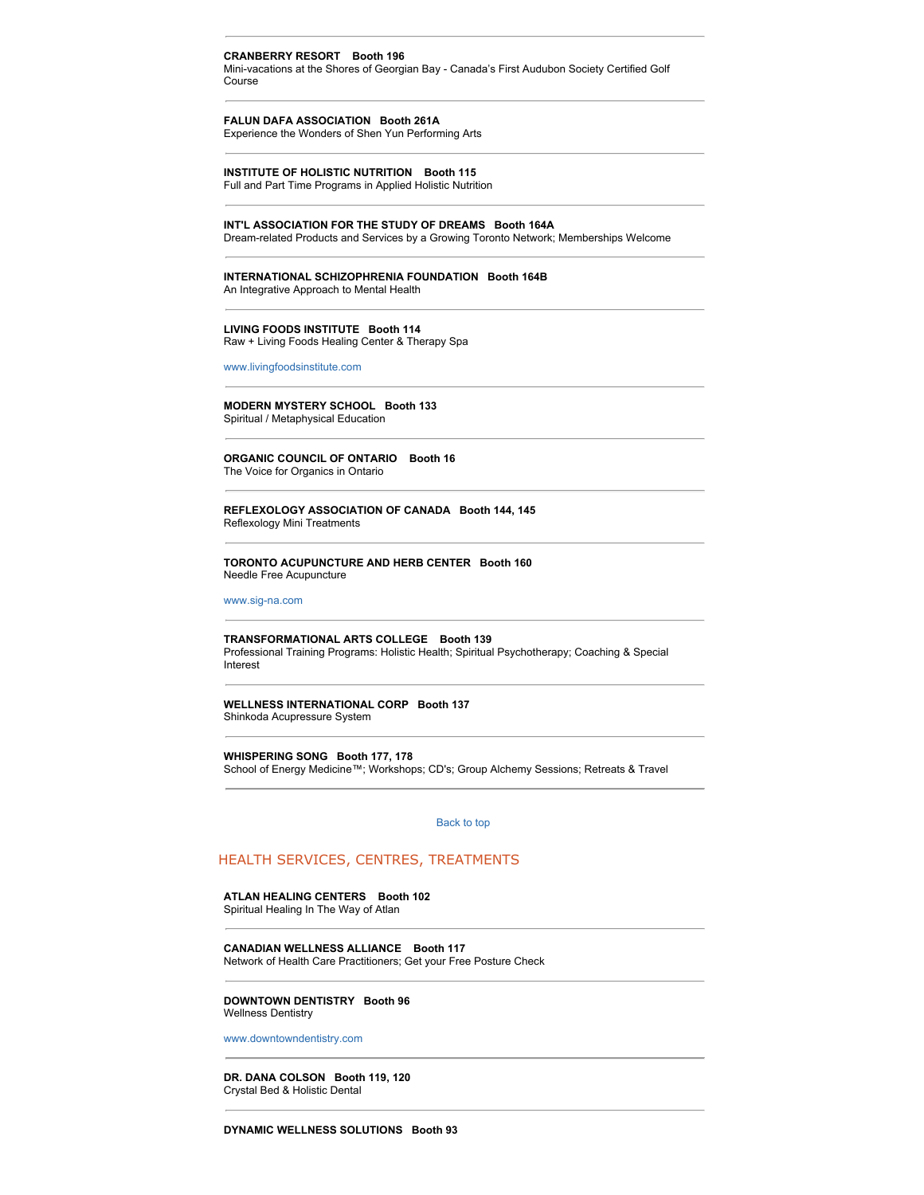---

**CRANBERRY RESORT Booth 196**
Mini-vacations at the Shores of Georgian Bay - Canada's First Audubon Society Certified Golf Course

---

**FALUN DAFA ASSOCIATION Booth 261A**
Experience the Wonders of Shen Yun Performing Arts

---

**INSTITUTE OF HOLISTIC NUTRITION Booth 115**
Full and Part Time Programs in Applied Holistic Nutrition

---

**INT'L ASSOCIATION FOR THE STUDY OF DREAMS Booth 164A**
Dream-related Products and Services by a Growing Toronto Network; Memberships Welcome

---

**INTERNATIONAL SCHIZOPHRENIA FOUNDATION Booth 164B**
An Integrative Approach to Mental Health

---

**LIVING FOODS INSTITUTE Booth 114**
Raw + Living Foods Healing Center & Therapy Spa

www.livingfoodsinstitute.com

---

**MODERN MYSTERY SCHOOL Booth 133**
Spiritual / Metaphysical Education

---

**ORGANIC COUNCIL OF ONTARIO Booth 16**
The Voice for Organics in Ontario

---

**REFLEXOLOGY ASSOCIATION OF CANADA Booth 144, 145**
Reflexology Mini Treatments

---

**TORONTO ACUPUNCTURE AND HERB CENTER Booth 160**
Needle Free Acupuncture

www.sig-na.com

---

**TRANSFORMATIONAL ARTS COLLEGE Booth 139**
Professional Training Programs: Holistic Health; Spiritual Psychotherapy; Coaching & Special Interest

---

**WELLNESS INTERNATIONAL CORP Booth 137**
Shinkoda Acupressure System

---

**WHISPERING SONG Booth 177, 178**
School of Energy Medicine™; Workshops; CD's; Group Alchemy Sessions; Retreats & Travel

---

Back to top

## HEALTH SERVICES, CENTRES, TREATMENTS

**ATLAN HEALING CENTERS Booth 102**
Spiritual Healing In The Way of Atlan

---

**CANADIAN WELLNESS ALLIANCE Booth 117**
Network of Health Care Practitioners; Get your Free Posture Check

---

**DOWNTOWN DENTISTRY Booth 96**
Wellness Dentistry

www.downtowndentistry.com

---

**DR. DANA COLSON Booth 119, 120**
Crystal Bed & Holistic Dental

---

**DYNAMIC WELLNESS SOLUTIONS Booth 93**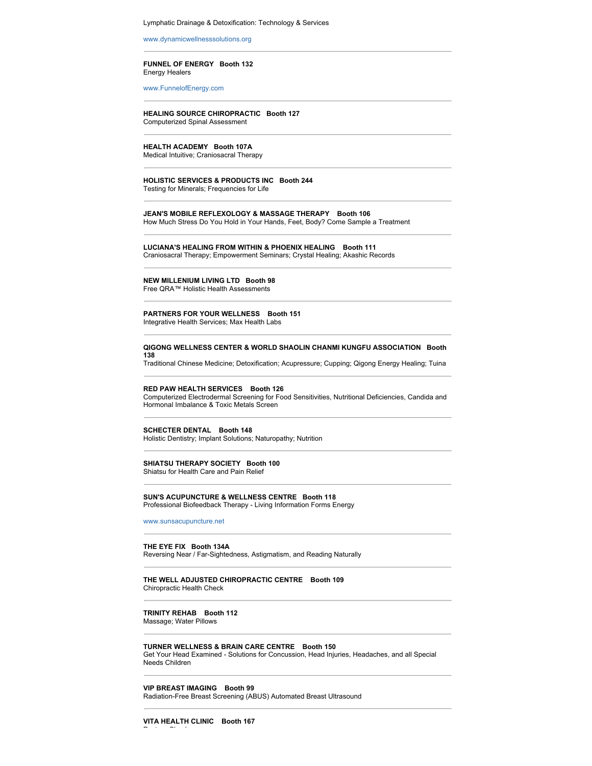Lymphatic Drainage & Detoxification: Technology & Services

www.dynamicwellnesssolutions.org

---

**FUNNEL OF ENERGY   Booth 132**
Energy Healers

www.FunnelofEnergy.com

---

**HEALING SOURCE CHIROPRACTIC   Booth 127**
Computerized Spinal Assessment

---

**HEALTH ACADEMY   Booth 107A**
Medical Intuitive; Craniosacral Therapy

---

**HOLISTIC SERVICES & PRODUCTS INC   Booth 244**
Testing for Minerals; Frequencies for Life

---

**JEAN'S MOBILE REFLEXOLOGY & MASSAGE THERAPY   Booth 106**
How Much Stress Do You Hold in Your Hands, Feet, Body? Come Sample a Treatment

---

**LUCIANA'S HEALING FROM WITHIN & PHOENIX HEALING   Booth 111**
Craniosacral Therapy; Empowerment Seminars; Crystal Healing; Akashic Records

---

**NEW MILLENIUM LIVING LTD   Booth 98**
Free QRA™ Holistic Health Assessments

---

**PARTNERS FOR YOUR WELLNESS   Booth 151**
Integrative Health Services; Max Health Labs

---

**QIGONG WELLNESS CENTER & WORLD SHAOLIN CHANMI KUNGFU ASSOCIATION   Booth 138**
Traditional Chinese Medicine; Detoxification; Acupressure; Cupping; Qigong Energy Healing; Tuina

---

**RED PAW HEALTH SERVICES   Booth 126**
Computerized Electrodermal Screening for Food Sensitivities, Nutritional Deficiencies, Candida and Hormonal Imbalance & Toxic Metals Screen

---

**SCHECTER DENTAL   Booth 148**
Holistic Dentistry; Implant Solutions; Naturopathy; Nutrition

---

**SHIATSU THERAPY SOCIETY   Booth 100**
Shiatsu for Health Care and Pain Relief

---

**SUN'S ACUPUNCTURE & WELLNESS CENTRE   Booth 118**
Professional Biofeedback Therapy - Living Information Forms Energy

www.sunsacupuncture.net

---

**THE EYE FIX   Booth 134A**
Reversing Near / Far-Sightedness, Astigmatism, and Reading Naturally

---

**THE WELL ADJUSTED CHIROPRACTIC CENTRE   Booth 109**
Chiropractic Health Check

---

**TRINITY REHAB   Booth 112**
Massage; Water Pillows

---

**TURNER WELLNESS & BRAIN CARE CENTRE   Booth 150**
Get Your Head Examined - Solutions for Concussion, Head Injuries, Headaches, and all Special Needs Children

---

**VIP BREAST IMAGING   Booth 99**
Radiation-Free Breast Screening (ABUS) Automated Breast Ultrasound

---

**VITA HEALTH CLINIC   Booth 167**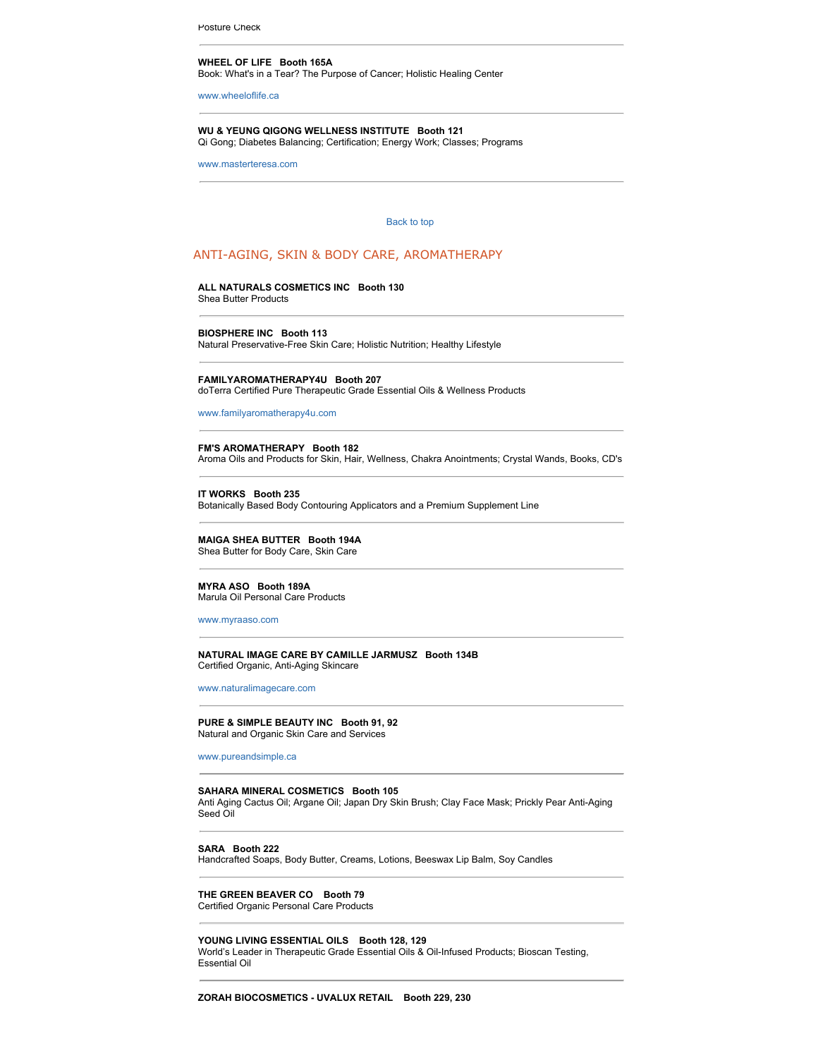Posture Check

---

**WHEEL OF LIFE   Booth 165A**
Book: What's in a Tear? The Purpose of Cancer; Holistic Healing Center

www.wheeloflife.ca

---

**WU & YEUNG QIGONG WELLNESS INSTITUTE   Booth 121**
Qi Gong; Diabetes Balancing; Certification; Energy Work; Classes; Programs

www.masterteresa.com

---

Back to top

## ANTI-AGING, SKIN & BODY CARE, AROMATHERAPY

**ALL NATURALS COSMETICS INC   Booth 130**
Shea Butter Products

---

**BIOSPHERE INC   Booth 113**
Natural Preservative-Free Skin Care; Holistic Nutrition; Healthy Lifestyle

---

**FAMILYAROMATHERAPY4U   Booth 207**
doTerra Certified Pure Therapeutic Grade Essential Oils & Wellness Products

www.familyaromatherapy4u.com

---

**FM'S AROMATHERAPY   Booth 182**
Aroma Oils and Products for Skin, Hair, Wellness, Chakra Anointments; Crystal Wands, Books, CD's

---

**IT WORKS   Booth 235**
Botanically Based Body Contouring Applicators and a Premium Supplement Line

---

**MAIGA SHEA BUTTER   Booth 194A**
Shea Butter for Body Care, Skin Care

---

**MYRA ASO   Booth 189A**
Marula Oil Personal Care Products

www.myraaso.com

---

**NATURAL IMAGE CARE BY CAMILLE JARMUSZ   Booth 134B**
Certified Organic, Anti-Aging Skincare

www.naturalimagecare.com

---

**PURE & SIMPLE BEAUTY INC   Booth 91, 92**
Natural and Organic Skin Care and Services

www.pureandsimple.ca

---

**SAHARA MINERAL COSMETICS   Booth 105**
Anti Aging Cactus Oil; Argane Oil; Japan Dry Skin Brush; Clay Face Mask; Prickly Pear Anti-Aging Seed Oil

---

**SARA   Booth 222**
Handcrafted Soaps, Body Butter, Creams, Lotions, Beeswax Lip Balm, Soy Candles

---

**THE GREEN BEAVER CO   Booth 79**
Certified Organic Personal Care Products

---

**YOUNG LIVING ESSENTIAL OILS   Booth 128, 129**
World's Leader in Therapeutic Grade Essential Oils & Oil-Infused Products; Bioscan Testing, Essential Oil

---

**ZORAH BIOCOSMETICS - UVALUX RETAIL   Booth 229, 230**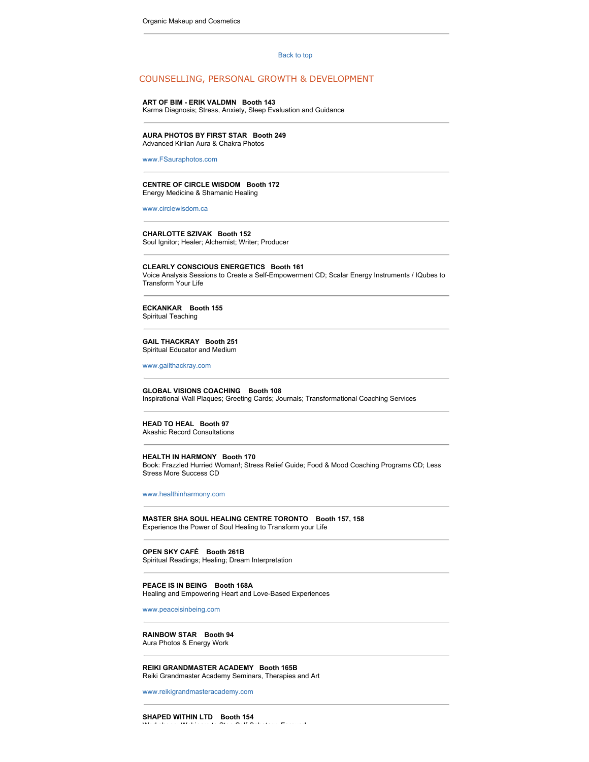Organic Makeup and Cosmetics

---

Back to top

## COUNSELLING, PERSONAL GROWTH & DEVELOPMENT

**ART OF BIM - ERIK VALDMN   Booth 143**
Karma Diagnosis; Stress, Anxiety, Sleep Evaluation and Guidance

---

**AURA PHOTOS BY FIRST STAR   Booth 249**
Advanced Kirlian Aura & Chakra Photos

www.FSauraphotos.com

---

**CENTRE OF CIRCLE WISDOM   Booth 172**
Energy Medicine & Shamanic Healing

www.circlewisdom.ca

---

**CHARLOTTE SZIVAK   Booth 152**
Soul Ignitor; Healer; Alchemist; Writer; Producer

---

**CLEARLY CONSCIOUS ENERGETICS   Booth 161**
Voice Analysis Sessions to Create a Self-Empowerment CD; Scalar Energy Instruments / IQubes to Transform Your Life

---

**ECKANKAR   Booth 155**
Spiritual Teaching

---

**GAIL THACKRAY   Booth 251**
Spiritual Educator and Medium

www.gailthackray.com

---

**GLOBAL VISIONS COACHING   Booth 108**
Inspirational Wall Plaques; Greeting Cards; Journals; Transformational Coaching Services

---

**HEAD TO HEAL   Booth 97**
Akashic Record Consultations

---

**HEALTH IN HARMONY   Booth 170**
Book: Frazzled Hurried Woman!; Stress Relief Guide; Food & Mood Coaching Programs CD; Less Stress More Success CD

www.healthinharmony.com

---

**MASTER SHA SOUL HEALING CENTRE TORONTO   Booth 157, 158**
Experience the Power of Soul Healing to Transform your Life

---

**OPEN SKY CAFÉ   Booth 261B**
Spiritual Readings; Healing; Dream Interpretation

---

**PEACE IS IN BEING   Booth 168A**
Healing and Empowering Heart and Love-Based Experiences

www.peaceisinbeing.com

---

**RAINBOW STAR   Booth 94**
Aura Photos & Energy Work

---

**REIKI GRANDMASTER ACADEMY   Booth 165B**
Reiki Grandmaster Academy Seminars, Therapies and Art

www.reikigrandmasteracademy.com

---

**SHAPED WITHIN LTD   Booth 154**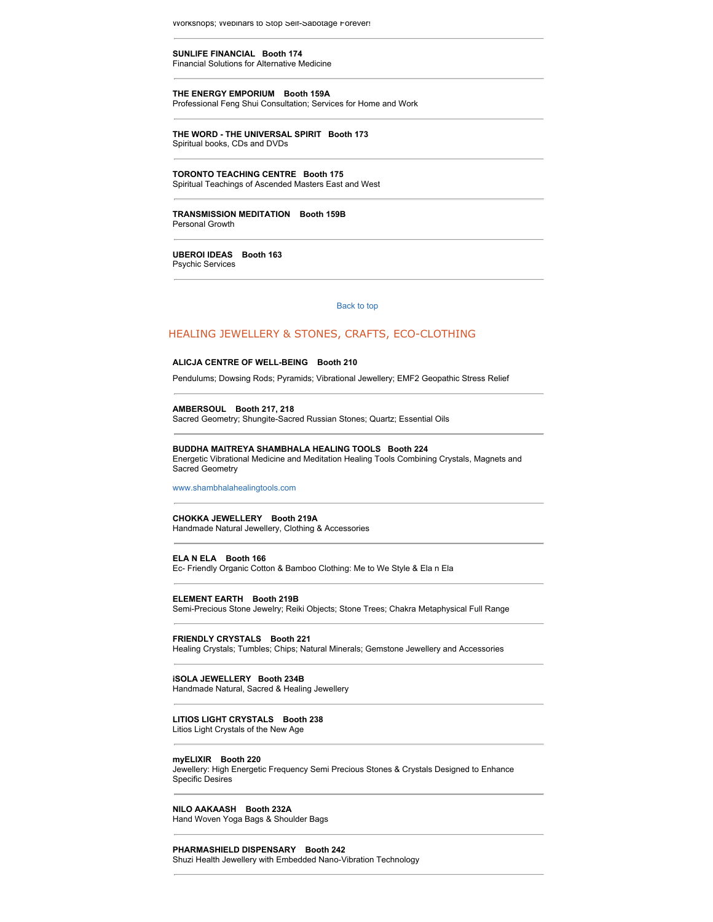Workshops; Webinars to Stop Self-Sabotage Forever!

---

**SUNLIFE FINANCIAL   Booth 174**
Financial Solutions for Alternative Medicine

---

**THE ENERGY EMPORIUM   Booth 159A**
Professional Feng Shui Consultation; Services for Home and Work

---

**THE WORD - THE UNIVERSAL SPIRIT   Booth 173**
Spiritual books, CDs and DVDs

---

**TORONTO TEACHING CENTRE   Booth 175**
Spiritual Teachings of Ascended Masters East and West

---

**TRANSMISSION MEDITATION   Booth 159B**
Personal Growth

---

**UBEROI IDEAS   Booth 163**
Psychic Services

---

Back to top

## HEALING JEWELLERY & STONES, CRAFTS, ECO-CLOTHING

**ALICJA CENTRE OF WELL-BEING   Booth 210**

Pendulums; Dowsing Rods; Pyramids; Vibrational Jewellery; EMF2 Geopathic Stress Relief

---

**AMBERSOUL   Booth 217, 218**
Sacred Geometry; Shungite-Sacred Russian Stones; Quartz; Essential Oils

---

**BUDDHA MAITREYA SHAMBHALA HEALING TOOLS   Booth 224**
Energetic Vibrational Medicine and Meditation Healing Tools Combining Crystals, Magnets and Sacred Geometry

www.shambhalahealingtools.com

---

**CHOKKA JEWELLERY   Booth 219A**
Handmade Natural Jewellery, Clothing & Accessories

---

**ELA N ELA   Booth 166**
Ec- Friendly Organic Cotton & Bamboo Clothing: Me to We Style & Ela n Ela

---

**ELEMENT EARTH   Booth 219B**
Semi-Precious Stone Jewelry; Reiki Objects; Stone Trees; Chakra Metaphysical Full Range

---

**FRIENDLY CRYSTALS   Booth 221**
Healing Crystals; Tumbles; Chips; Natural Minerals; Gemstone Jewellery and Accessories

---

**iSOLA JEWELLERY   Booth 234B**
Handmade Natural, Sacred & Healing Jewellery

---

**LITIOS LIGHT CRYSTALS   Booth 238**
Litios Light Crystals of the New Age

---

**myELIXIR   Booth 220**
Jewellery: High Energetic Frequency Semi Precious Stones & Crystals Designed to Enhance Specific Desires

---

**NILO AAKAASH   Booth 232A**
Hand Woven Yoga Bags & Shoulder Bags

---

**PHARMASHIELD DISPENSARY   Booth 242**
Shuzi Health Jewellery with Embedded Nano-Vibration Technology

---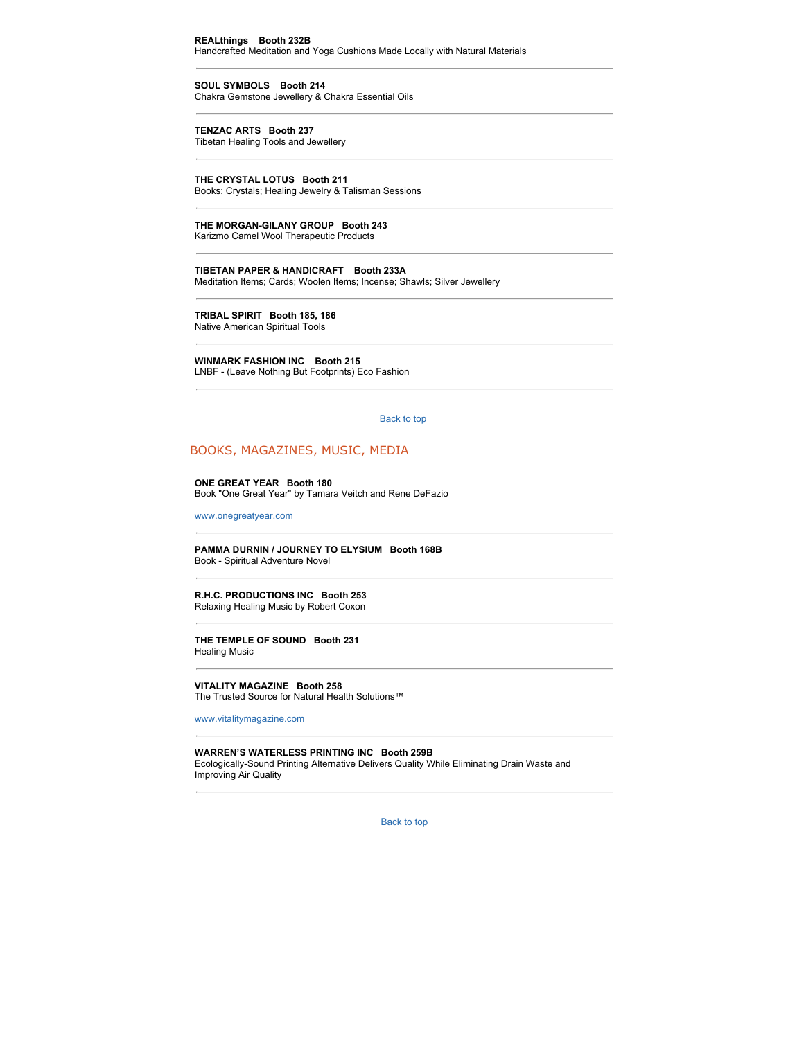**REALthings   Booth 232B**
Handcrafted Meditation and Yoga Cushions Made Locally with Natural Materials

---

**SOUL SYMBOLS   Booth 214**
Chakra Gemstone Jewellery & Chakra Essential Oils

---

**TENZAC ARTS   Booth 237**
Tibetan Healing Tools and Jewellery

---

**THE CRYSTAL LOTUS   Booth 211**
Books; Crystals; Healing Jewelry & Talisman Sessions

---

**THE MORGAN-GILANY GROUP   Booth 243**
Karizmo Camel Wool Therapeutic Products

---

**TIBETAN PAPER & HANDICRAFT   Booth 233A**
Meditation Items; Cards; Woolen Items; Incense; Shawls; Silver Jewellery

---

**TRIBAL SPIRIT   Booth 185, 186**
Native American Spiritual Tools

---

**WINMARK FASHION INC   Booth 215**
LNBF - (Leave Nothing But Footprints) Eco Fashion

---

Back to top

## BOOKS, MAGAZINES, MUSIC, MEDIA

**ONE GREAT YEAR   Booth 180**
Book "One Great Year" by Tamara Veitch and Rene DeFazio

www.onegreatyear.com

---

**PAMMA DURNIN / JOURNEY TO ELYSIUM   Booth 168B**
Book - Spiritual Adventure Novel

---

**R.H.C. PRODUCTIONS INC   Booth 253**
Relaxing Healing Music by Robert Coxon

---

**THE TEMPLE OF SOUND   Booth 231**
Healing Music

---

**VITALITY MAGAZINE   Booth 258**
The Trusted Source for Natural Health Solutions™

www.vitalitymagazine.com

---

**WARREN'S WATERLESS PRINTING INC   Booth 259B**
Ecologically-Sound Printing Alternative Delivers Quality While Eliminating Drain Waste and Improving Air Quality

---

Back to top